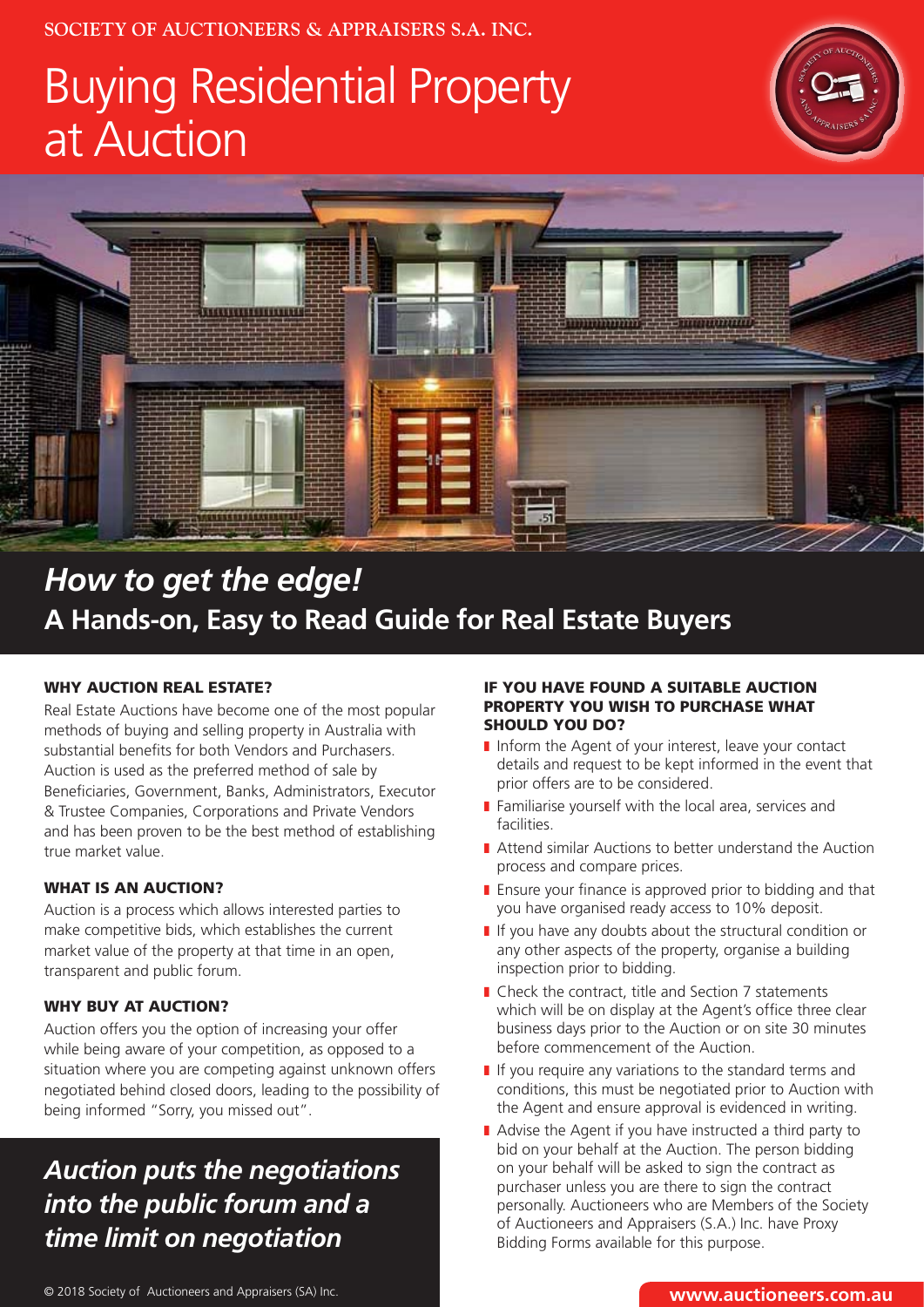SOCIETY OF AUCTIONEERS & APPRAISERS S.A. INC.

# Buying Residential Property at Auction

## *How to get the edge!*

## A Hands-on, Easy to Read Guide for Real Estate Buyers

### WHY AUCTION REAL ESTATE?

Real Estate Auctions have become one of the most popular methods of buying and selling property in Australia with substantial benefits for both Vendors and Purchasers. Auction is used as the preferred method of sale by Beneficiaries, Government, Banks, Administrators, Executor & Trustee Companies, Corporations and Private Vendors and has been proven to be the best method of establishing true market value.

### WHAT IS AN AUCTION?

Auction is a process which allows interested parties to make competitive bids, which establishes the current market value of the property at that time in an open, transparent and public forum.

### WHY BUY AT AUCTION?

Auction offers you the option of increasing your offer while being aware of your competition, as opposed to a situation where you are competing against unknown offers negotiated behind closed doors, leading to the possibility of being informed "Sorry, you missed out".

***Auction puts the negotiations into the public forum and a time limit on negotiation***

### IF YOU HAVE FOUND A SUITABLE AUCTION PROPERTY YOU WISH TO PURCHASE WHAT SHOULD YOU DO?

- Inform the Agent of your interest, leave your contact details and request to be kept informed in the event that prior offers are to be considered.
- Familiarise yourself with the local area, services and facilities.
- Attend similar Auctions to better understand the Auction process and compare prices.
- Ensure your finance is approved prior to bidding and that you have organised ready access to 10% deposit.
- If you have any doubts about the structural condition or any other aspects of the property, organise a building inspection prior to bidding.
- Check the contract, title and Section 7 statements which will be on display at the Agent's office three clear business days prior to the Auction or on site 30 minutes before commencement of the Auction.
- If you require any variations to the standard terms and conditions, this must be negotiated prior to Auction with the Agent and ensure approval is evidenced in writing.
- Advise the Agent if you have instructed a third party to bid on your behalf at the Auction. The person bidding on your behalf will be asked to sign the contract as purchaser unless you are there to sign the contract personally. Auctioneers who are Members of the Society of Auctioneers and Appraisers (S.A.) Inc. have Proxy Bidding Forms available for this purpose.

© 2018 Society of Auctioneers and Appraisers (SA) Inc.

www.auctioneers.com.au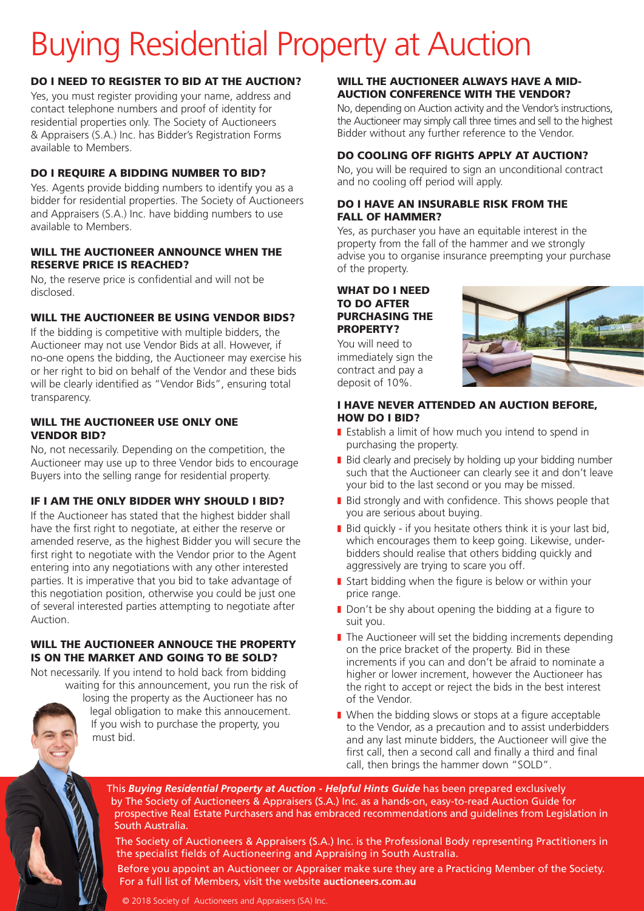# Buying Residential Property at Auction

### DO I NEED TO REGISTER TO BID AT THE AUCTION?

Yes, you must register providing your name, address and contact telephone numbers and proof of identity for residential properties only. The Society of Auctioneers & Appraisers (S.A.) Inc. has Bidder's Registration Forms available to Members.

### DO I REQUIRE A BIDDING NUMBER TO BID?

Yes. Agents provide bidding numbers to identify you as a bidder for residential properties. The Society of Auctioneers and Appraisers (S.A.) Inc. have bidding numbers to use available to Members.

### WILL THE AUCTIONEER ANNOUNCE WHEN THE RESERVE PRICE IS REACHED?

No, the reserve price is confidential and will not be disclosed.

### WILL THE AUCTIONEER BE USING VENDOR BIDS?

If the bidding is competitive with multiple bidders, the Auctioneer may not use Vendor Bids at all. However, if no-one opens the bidding, the Auctioneer may exercise his or her right to bid on behalf of the Vendor and these bids will be clearly identified as "Vendor Bids", ensuring total transparency.

### WILL THE AUCTIONEER USE ONLY ONE VENDOR BID?

No, not necessarily. Depending on the competition, the Auctioneer may use up to three Vendor bids to encourage Buyers into the selling range for residential property.

### IF I AM THE ONLY BIDDER WHY SHOULD I BID?

If the Auctioneer has stated that the highest bidder shall have the first right to negotiate, at either the reserve or amended reserve, as the highest Bidder you will secure the first right to negotiate with the Vendor prior to the Agent entering into any negotiations with any other interested parties. It is imperative that you bid to take advantage of this negotiation position, otherwise you could be just one of several interested parties attempting to negotiate after Auction.

### WILL THE AUCTIONEER ANNOUCE THE PROPERTY IS ON THE MARKET AND GOING TO BE SOLD?

Not necessarily. If you intend to hold back from bidding waiting for this announcement, you run the risk of losing the property as the Auctioneer has no legal obligation to make this annoucement. If you wish to purchase the property, you must bid.

### WILL THE AUCTIONEER ALWAYS HAVE A MID-AUCTION CONFERENCE WITH THE VENDOR?

No, depending on Auction activity and the Vendor's instructions, the Auctioneer may simply call three times and sell to the highest Bidder without any further reference to the Vendor.

### DO COOLING OFF RIGHTS APPLY AT AUCTION?

No, you will be required to sign an unconditional contract and no cooling off period will apply.

### DO I HAVE AN INSURABLE RISK FROM THE FALL OF HAMMER?

Yes, as purchaser you have an equitable interest in the property from the fall of the hammer and we strongly advise you to organise insurance preempting your purchase of the property.

### WHAT DO I NEED TO DO AFTER PURCHASING THE PROPERTY?

You will need to immediately sign the contract and pay a deposit of 10%.

### I HAVE NEVER ATTENDED AN AUCTION BEFORE, HOW DO I BID?

- Establish a limit of how much you intend to spend in purchasing the property.
- Bid clearly and precisely by holding up your bidding number such that the Auctioneer can clearly see it and don't leave your bid to the last second or you may be missed.
- Bid strongly and with confidence. This shows people that you are serious about buying.
- Bid quickly - if you hesitate others think it is your last bid, which encourages them to keep going. Likewise, under-bidders should realise that others bidding quickly and aggressively are trying to scare you off.
- Start bidding when the figure is below or within your price range.
- Don't be shy about opening the bidding at a figure to suit you.
- The Auctioneer will set the bidding increments depending on the price bracket of the property. Bid in these increments if you can and don't be afraid to nominate a higher or lower increment, however the Auctioneer has the right to accept or reject the bids in the best interest of the Vendor.
- When the bidding slows or stops at a figure acceptable to the Vendor, as a precaution and to assist underbidders and any last minute bidders, the Auctioneer will give the first call, then a second call and finally a third and final call, then brings the hammer down "SOLD".

This ***Buying Residential Property at Auction - Helpful Hints Guide*** has been prepared exclusively by The Society of Auctioneers & Appraisers (S.A.) Inc. as a hands-on, easy-to-read Auction Guide for prospective Real Estate Purchasers and has embraced recommendations and guidelines from Legislation in South Australia.

The Society of Auctioneers & Appraisers (S.A.) Inc. is the Professional Body representing Practitioners in the specialist fields of Auctioneering and Appraising in South Australia.

Before you appoint an Auctioneer or Appraiser make sure they are a Practicing Member of the Society. For a full list of Members, visit the website **auctioneers.com.au**

© 2018 Society of Auctioneers and Appraisers (SA) Inc.